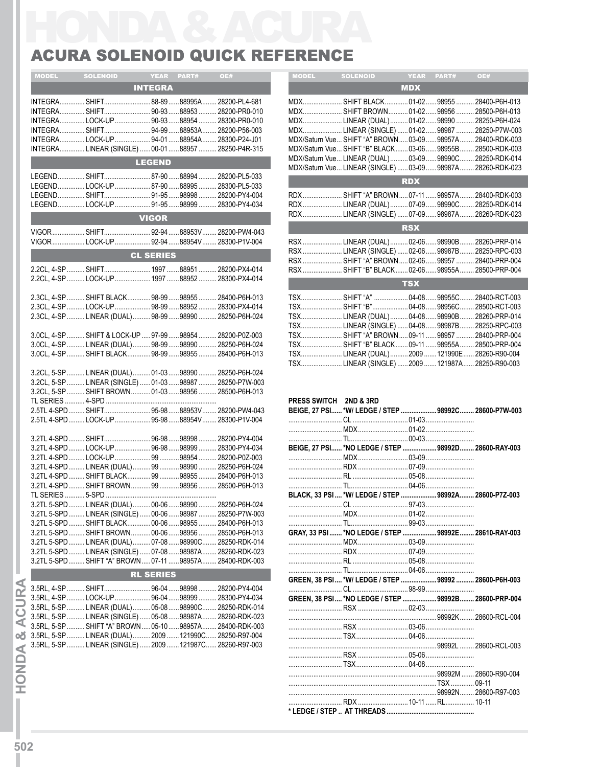# HONDA & ACURA

## ACURA SOLENOID QUICK REFERENCE

| MODEL | SOLENOID | YEAR | PART# | OE# |
|---|---|---|---|---|
| **INTEGRA** | | | | |
| INTEGRA | SHIFT | 88-89 | 88995A | 28200-PL4-681 |
| INTEGRA | SHIFT | 90-93 | 88953 | 28200-PR0-010 |
| INTEGRA | LOCK-UP | 90-93 | 88954 | 28300-PR0-010 |
| INTEGRA | SHIFT | 94-99 | 88953A | 28200-P56-003 |
| INTEGRA | LOCK-UP | 94-01 | 88954A | 28300-P24-J01 |
| INTEGRA | LINEAR (SINGLE) | 00-01 | 98957 | 28250-P4R-315 |
| **LEGEND** | | | | |
| LEGEND | SHIFT | 87-90 | 88994 | 28200-PL5-033 |
| LEGEND | LOCK-UP | 87-90 | 88995 | 28300-PL5-033 |
| LEGEND | SHIFT | 91-95 | 88998 | 28200-PY4-004 |
| LEGEND | LOCK-UP | 91-95 | 88999 | 28300-PY4-034 |
| **VIGOR** | | | | |
| VIGOR | SHIFT | 92-94 | 88953V | 28200-PW4-043 |
| VIGOR | LOCK-UP | 92-94 | 88954V | 28300-P1V-004 |
| **CL SERIES** | | | | |
| 2.2CL, 4-SP | SHIFT | 1997 | 88951 | 28200-PX4-014 |
| 2.2CL, 4-SP | LOCK-UP | 1997 | 88952 | 28300-PX4-014 |
| 2.3CL, 4-SP | SHIFT BLACK | 98-99 | 98955 | 28400-P6H-013 |
| 2.3CL, 4-SP | LOCK-UP | 98-99 | 88952 | 28300-PX4-014 |
| 2.3CL, 4-SP | LINEAR (DUAL) | 98-99 | 98990 | 28250-P6H-024 |
| 3.0CL, 4-SP | SHIFT & LOCK-UP | 97-99 | 98954 | 28200-P0Z-003 |
| 3.0CL, 4-SP | LINEAR (DUAL) | 98-99 | 98990 | 28250-P6H-024 |
| 3.0CL, 4-SP | SHIFT BLACK | 98-99 | 98955 | 28400-P6H-013 |
| 3.2CL, 5-SP | LINEAR (DUAL) | 01-03 | 98990 | 28250-P6H-024 |
| 3.2CL, 5-SP | LINEAR (SINGLE) | 01-03 | 98987 | 28250-P7W-003 |
| 3.2CL, 5-SP | SHIFT BROWN | 01-03 | 98956 | 28500-P6H-013 |
| TL SERIES | 4-SPD | | | |
| 2.5TL 4-SPD | SHIFT | 95-98 | 88953V | 28200-PW4-043 |
| 2.5TL 4-SPD | LOCK-UP | 95-98 | 88954V | 28300-P1V-004 |
| 3.2TL 4-SPD | SHIFT | 96-98 | 88998 | 28200-PY4-004 |
| 3.2TL 4-SPD | LOCK-UP | 96-98 | 88999 | 28300-PY4-034 |
| 3.2TL 4-SPD | LOCK-UP | 99 | 98954 | 28200-P0Z-003 |
| 3.2TL 4-SPD | LINEAR (DUAL) | 99 | 98990 | 28250-P6H-024 |
| 3.2TL 4-SPD | SHIFT BLACK | 99 | 98955 | 28400-P6H-013 |
| 3.2TL 4-SPD | SHIFT BROWN | 99 | 98956 | 28500-P6H-013 |
| TL SERIES | 5-SPD | | | |
| 3.2TL 5-SPD | LINEAR (DUAL) | 00-06 | 98990 | 28250-P6H-024 |
| 3.2TL 5-SPD | LINEAR (SINGLE) | 00-06 | 98987 | 28250-P7W-003 |
| 3.2TL 5-SPD | SHIFT BLACK | 00-06 | 98955 | 28400-P6H-013 |
| 3.2TL 5-SPD | SHIFT BROWN | 00-06 | 98956 | 28500-P6H-013 |
| 3.2TL 5-SPD | LINEAR (DUAL) | 07-08 | 98990C | 28250-RDK-014 |
| 3.2TL 5-SPD | LINEAR (SINGLE) | 07-08 | 98987A | 28260-RDK-023 |
| 3.2TL 5-SPD | SHIFT "A" BROWN | 07-11 | 98957A | 28400-RDK-003 |
| **RL SERIES** | | | | |
| 3.5RL, 4-SP | SHIFT | 96-04 | 88998 | 28200-PY4-004 |
| 3.5RL, 4-SP | LOCK-UP | 96-04 | 88999 | 28300-PY4-034 |
| 3.5RL, 5-SP | LINEAR (DUAL) | 05-08 | 98990C | 28250-RDK-014 |
| 3.5RL, 5-SP | LINEAR (SINGLE) | 05-08 | 98987A | 28260-RDK-023 |
| 3.5RL, 5-SP | SHIFT "A" BROWN | 05-10 | 98957A | 28400-RDK-003 |
| 3.5RL, 5-SP | LINEAR (DUAL) | 2009 | 121990C | 28250-R97-004 |
| 3.5RL, 5-SP | LINEAR (SINGLE) | 2009 | 121987C | 28260-R97-003 |

| MODEL | SOLENOID | YEAR | PART# | OE# |
|---|---|---|---|---|
| **MDX** | | | | |
| MDX | SHIFT BLACK | 01-02 | 98955 | 28400-P6H-013 |
| MDX | SHIFT BROWN | 01-02 | 98956 | 28500-P6H-013 |
| MDX | LINEAR (DUAL) | 01-02 | 98990 | 28250-P6H-024 |
| MDX | LINEAR (SINGLE) | 01-02 | 98987 | 28250-P7W-003 |
| MDX/Saturn Vue | SHIFT "A" BROWN | 03-09 | 98957A | 28400-RDK-003 |
| MDX/Saturn Vue | SHIFT "B" BLACK | 03-06 | 98955B | 28500-RDK-003 |
| MDX/Saturn Vue | LINEAR (DUAL) | 03-09 | 98990C | 28250-RDK-014 |
| MDX/Saturn Vue | LINEAR (SINGLE) | 03-09 | 98987A | 28260-RDK-023 |
| **RDX** | | | | |
| RDX | SHIFT "A" BROWN | 07-11 | 98957A | 28400-RDK-003 |
| RDX | LINEAR (DUAL) | 07-09 | 98990C | 28250-RDK-014 |
| RDX | LINEAR (SINGLE) | 07-09 | 98987A | 28260-RDK-023 |
| **RSX** | | | | |
| RSX | LINEAR (DUAL) | 02-06 | 98990B | 28260-PRP-014 |
| RSX | LINEAR (SINGLE) | 02-06 | 98987B | 28250-RPC-003 |
| RSX | SHIFT "A" BROWN | 02-06 | 98957 | 28400-PRP-004 |
| RSX | SHIFT "B" BLACK | 02-06 | 98955A | 28500-PRP-004 |
| **TSX** | | | | |
| TSX | SHIFT "A" | 04-08 | 98955C | 28400-RCT-003 |
| TSX | SHIFT "B" | 04-08 | 98956C | 28500-RCT-003 |
| TSX | LINEAR (DUAL) | 04-08 | 98990B | 28260-PRP-014 |
| TSX | LINEAR (SINGLE) | 04-08 | 98987B | 28250-RPC-003 |
| TSX | SHIFT "A" BROWN | 09-11 | 98957 | 28400-PRP-004 |
| TSX | SHIFT "B" BLACK | 09-11 | 98955A | 28500-PRP-004 |
| TSX | LINEAR (DUAL) | 2009 | 121990E | 28260-R90-004 |
| TSX | LINEAR (SINGLE) | 2009 | 121987A | 28250-R90-003 |

| PRESS SWITCH | 2ND & 3RD | | | |
|---|---|---|---|---|
| **BEIGE, 27 PSI** | ***W/ LEDGE / STEP** | | **98992C** | **28600-P7W-003** |
| | CL | 01-03 | | |
| | MDX | 01-02 | | |
| | TL | 00-03 | | |
| **BEIGE, 27 PSI** | ***NO LEDGE / STEP** | | **98992D** | **28600-RAY-003** |
| | MDX | 03-09 | | |
| | RDX | 07-09 | | |
| | RL | 05-08 | | |
| | TL | 04-06 | | |
| **BLACK, 33 PSI** | ***W/ LEDGE / STEP** | | **98992A** | **28600-P7Z-003** |
| | CL | 97-03 | | |
| | MDX | 01-02 | | |
| | TL | 99-03 | | |
| **GRAY, 33 PSI** | ***NO LEDGE / STEP** | | **98992E** | **28610-RAY-003** |
| | MDX | 03-09 | | |
| | RDX | 07-09 | | |
| | RL | 05-08 | | |
| | TL | 04-06 | | |
| **GREEN, 38 PSI** | ***W/ LEDGE / STEP** | | **98992** | **28600-P6H-003** |
| | CL | 98-99 | | |
| **GREEN, 38 PSI** | ***NO LEDGE / STEP** | | **98992B** | **28600-PRP-004** |
| | RSX | 02-03 | | |
| | | | 98992K | 28600-RCL-004 |
| | RSX | 03-06 | | |
| | TSX | 04-06 | | |
| | | | 98992L | 28600-RCL-003 |
| | RSX | 05-06 | | |
| | TSX | 04-08 | | |
| | | | 98992M | 28600-R90-004 |
| | | | TSX | 09-11 |
| | | | 98992N | 28600-R97-003 |
| | RDX | 10-11 | RL | 10-11 |

* LEDGE / STEP .. AT THREADS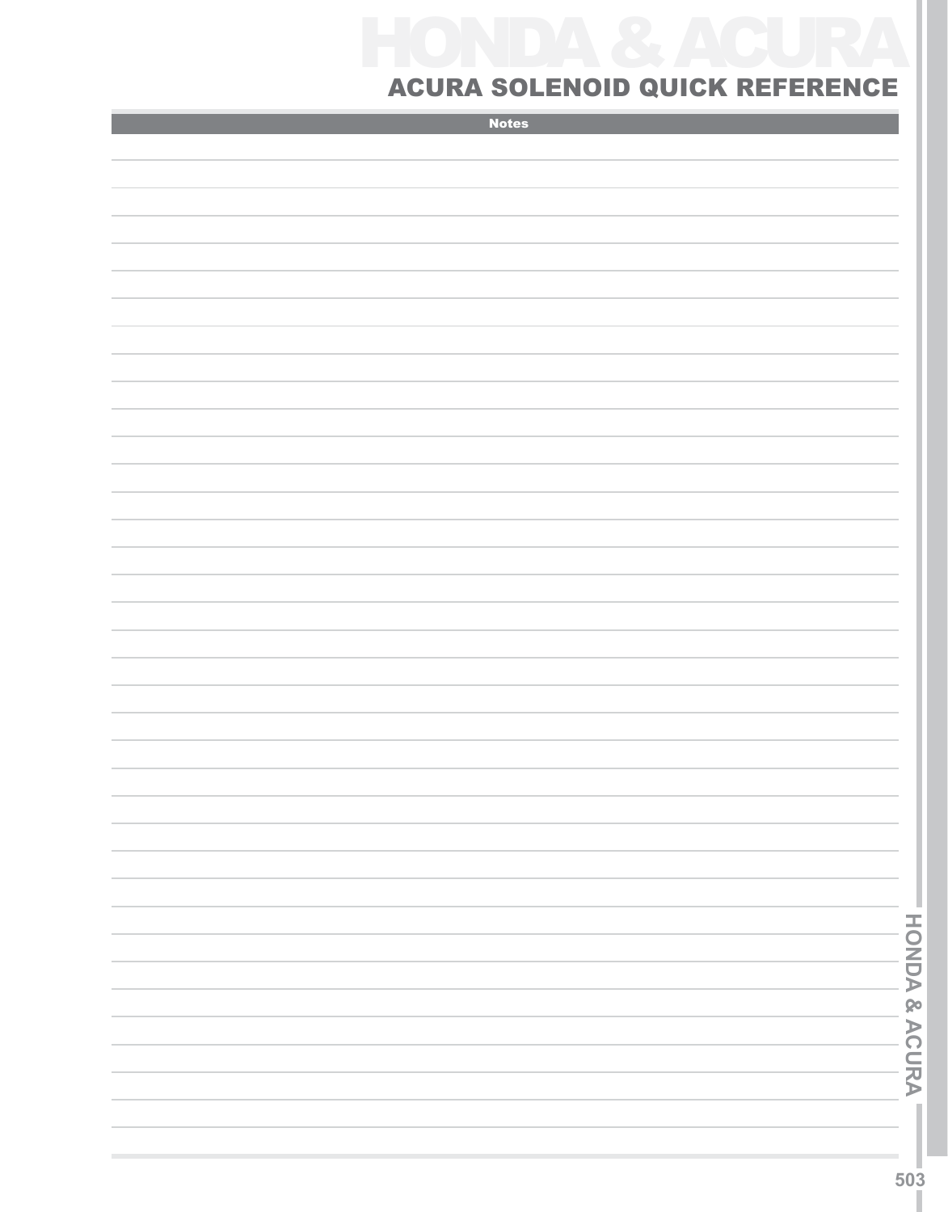# ACURA SOLENOID QUICK REFERENCE

## Notes